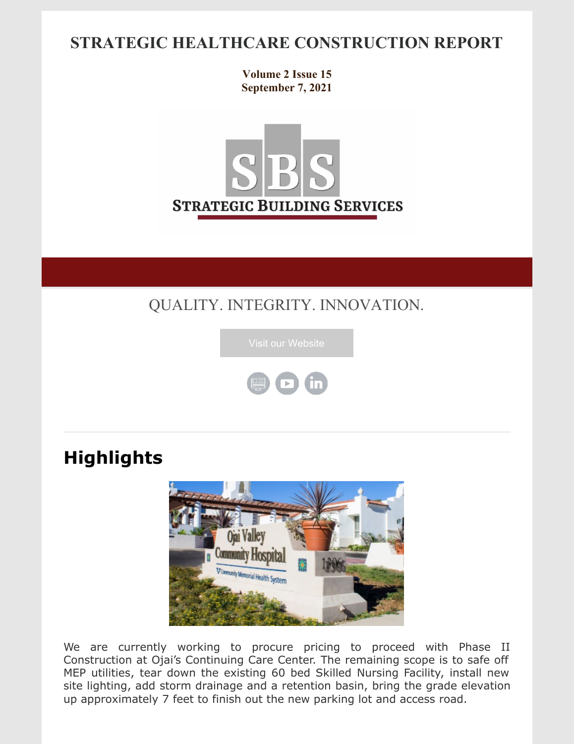# STRATEGIC HEALTHCARE CONSTRUCTION REPORT

**Volume 2 Issue 15**
**September 7, 2021**

QUALITY. INTEGRITY. INNOVATION.

Visit our Website

## Highlights

We are currently working to procure pricing to proceed with Phase II Construction at Ojai's Continuing Care Center. The remaining scope is to safe off MEP utilities, tear down the existing 60 bed Skilled Nursing Facility, install new site lighting, add storm drainage and a retention basin, bring the grade elevation up approximately 7 feet to finish out the new parking lot and access road.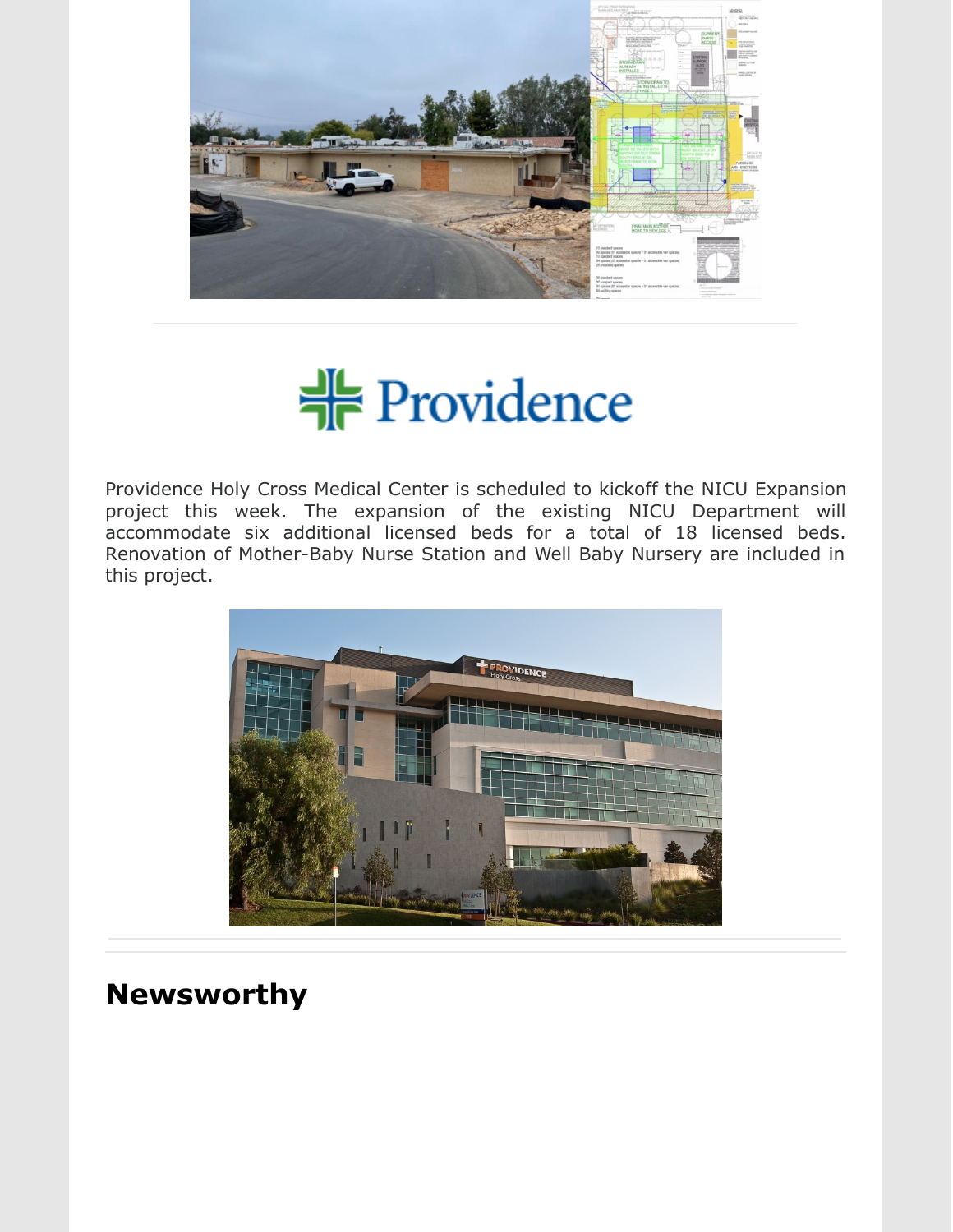Providence Holy Cross Medical Center is scheduled to kickoff the NICU Expansion project this week. The expansion of the existing NICU Department will accommodate six additional licensed beds for a total of 18 licensed beds. Renovation of Mother-Baby Nurse Station and Well Baby Nursery are included in this project.

## Newsworthy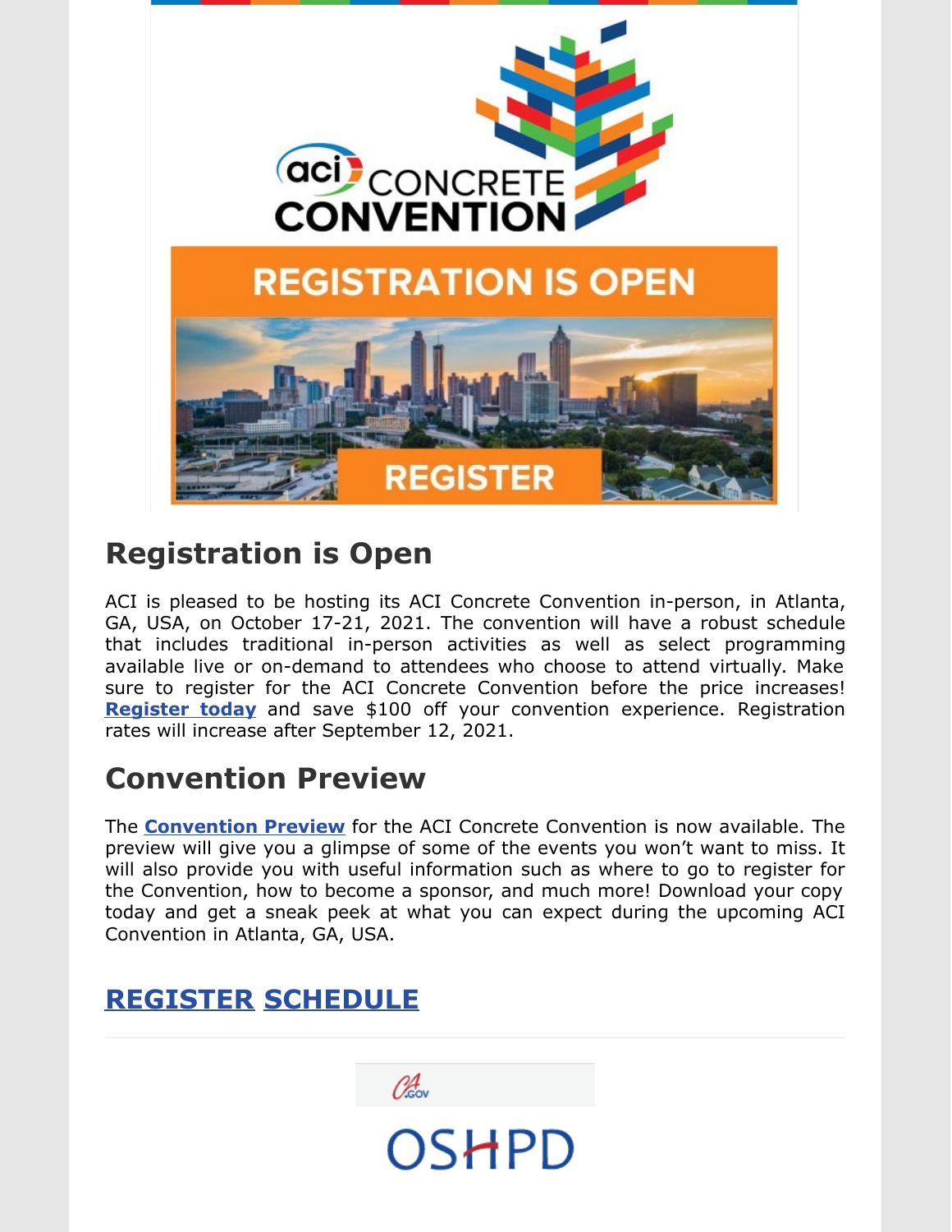ACI CONCRETE CONVENTION

REGISTRATION IS OPEN

REGISTER

## Registration is Open

ACI is pleased to be hosting its ACI Concrete Convention in-person, in Atlanta, GA, USA, on October 17-21, 2021. The convention will have a robust schedule that includes traditional in-person activities as well as select programming available live or on-demand to attendees who choose to attend virtually. Make sure to register for the ACI Concrete Convention before the price increases! **Register today** and save $100 off your convention experience. Registration rates will increase after September 12, 2021.

## Convention Preview

The **Convention Preview** for the ACI Concrete Convention is now available. The preview will give you a glimpse of some of the events you won't want to miss. It will also provide you with useful information such as where to go to register for the Convention, how to become a sponsor, and much more! Download your copy today and get a sneak peek at what you can expect during the upcoming ACI Convention in Atlanta, GA, USA.

## REGISTER SCHEDULE

---

CA.GOV

OSHPD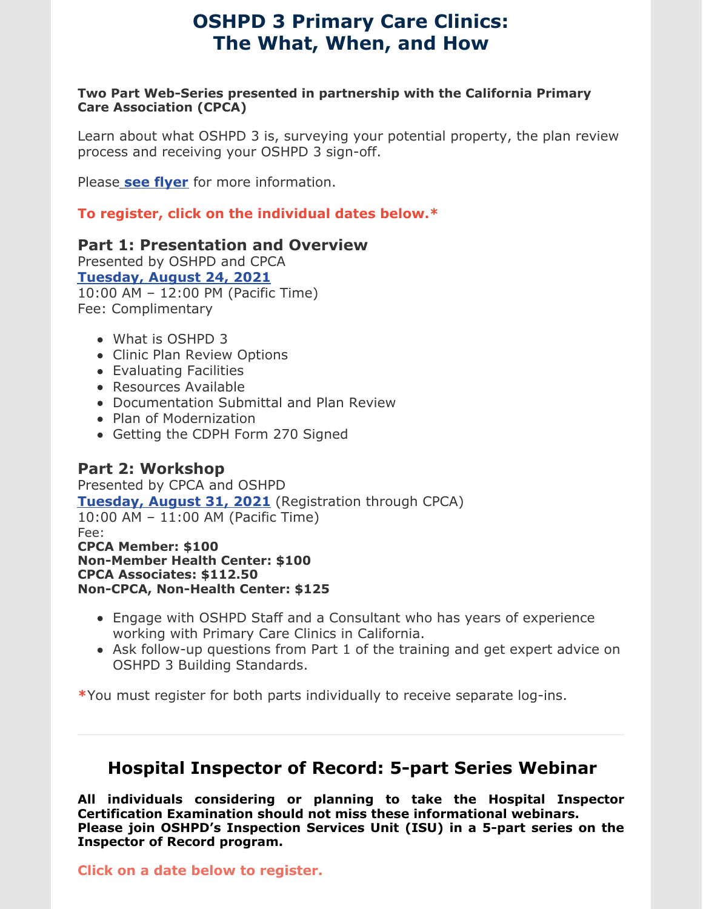# OSHPD 3 Primary Care Clinics: The What, When, and How

**Two Part Web-Series presented in partnership with the California Primary Care Association (CPCA)**

Learn about what OSHPD 3 is, surveying your potential property, the plan review process and receiving your OSHPD 3 sign-off.

Please **see flyer** for more information.

**To register, click on the individual dates below.***

### Part 1: Presentation and Overview

Presented by OSHPD and CPCA
**Tuesday, August 24, 2021**
10:00 AM – 12:00 PM (Pacific Time)
Fee: Complimentary

- What is OSHPD 3
- Clinic Plan Review Options
- Evaluating Facilities
- Resources Available
- Documentation Submittal and Plan Review
- Plan of Modernization
- Getting the CDPH Form 270 Signed

### Part 2: Workshop

Presented by CPCA and OSHPD
**Tuesday, August 31, 2021** (Registration through CPCA)
10:00 AM – 11:00 AM (Pacific Time)
Fee:
**CPCA Member: $100**
**Non-Member Health Center: $100**
**CPCA Associates: $112.50**
**Non-CPCA, Non-Health Center: $125**

- Engage with OSHPD Staff and a Consultant who has years of experience working with Primary Care Clinics in California.
- Ask follow-up questions from Part 1 of the training and get expert advice on OSHPD 3 Building Standards.

*You must register for both parts individually to receive separate log-ins.

---

## Hospital Inspector of Record: 5-part Series Webinar

**All individuals considering or planning to take the Hospital Inspector Certification Examination should not miss these informational webinars. Please join OSHPD's Inspection Services Unit (ISU) in a 5-part series on the Inspector of Record program.**

**Click on a date below to register.**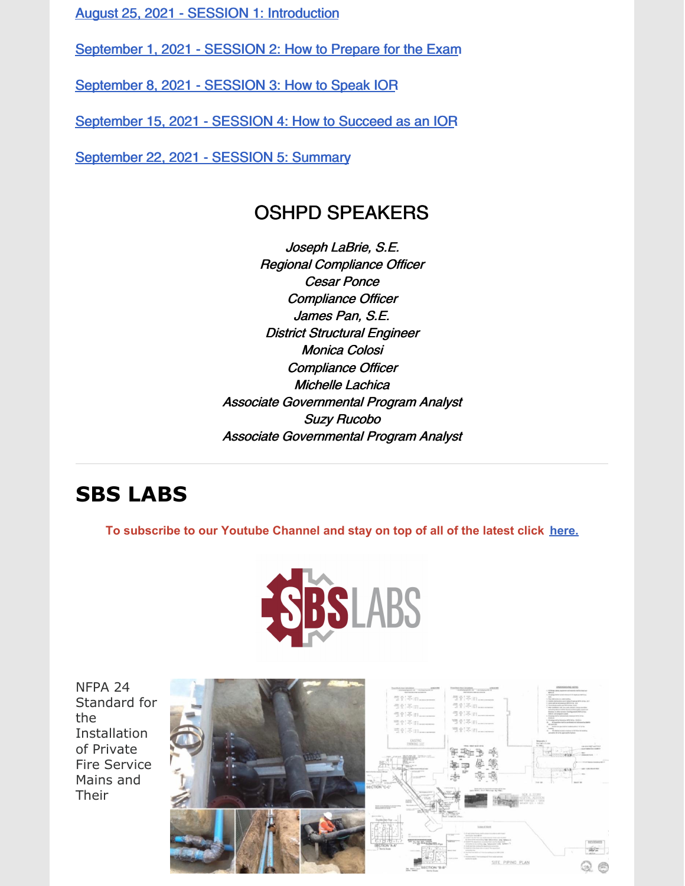[August 25, 2021 - SESSION 1: Introduction]()

[September 1, 2021 - SESSION 2: How to Prepare for the Exam]()

[September 8, 2021 - SESSION 3: How to Speak IOR]()

[September 15, 2021 - SESSION 4: How to Succeed as an IOR]()

[September 22, 2021 - SESSION 5: Summary]()

## OSHPD SPEAKERS

*Joseph LaBrie, S.E.*
*Regional Compliance Officer*
*Cesar Ponce*
*Compliance Officer*
*James Pan, S.E.*
*District Structural Engineer*
*Monica Colosi*
*Compliance Officer*
*Michelle Lachica*
*Associate Governmental Program Analyst*
*Suzy Rucobo*
*Associate Governmental Program Analyst*

---

# SBS LABS

**To subscribe to our Youtube Channel and stay on top of all of the latest click [here.]()**

NFPA 24 Standard for the Installation of Private Fire Service Mains and Their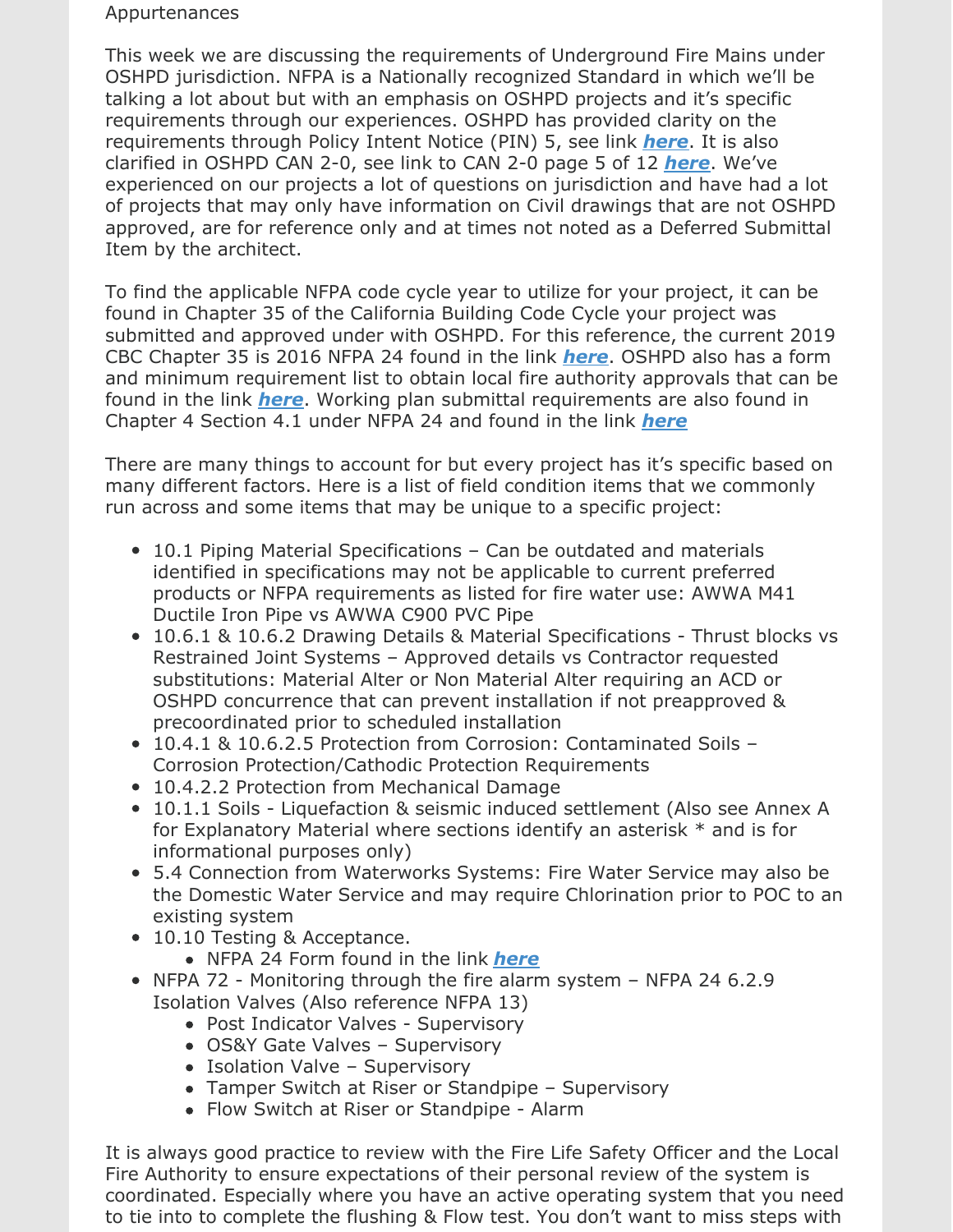Appurtenances

This week we are discussing the requirements of Underground Fire Mains under OSHPD jurisdiction. NFPA is a Nationally recognized Standard in which we'll be talking a lot about but with an emphasis on OSHPD projects and it's specific requirements through our experiences. OSHPD has provided clarity on the requirements through Policy Intent Notice (PIN) 5, see link ***here***. It is also clarified in OSHPD CAN 2-0, see link to CAN 2-0 page 5 of 12 ***here***. We've experienced on our projects a lot of questions on jurisdiction and have had a lot of projects that may only have information on Civil drawings that are not OSHPD approved, are for reference only and at times not noted as a Deferred Submittal Item by the architect.

To find the applicable NFPA code cycle year to utilize for your project, it can be found in Chapter 35 of the California Building Code Cycle your project was submitted and approved under with OSHPD. For this reference, the current 2019 CBC Chapter 35 is 2016 NFPA 24 found in the link ***here***. OSHPD also has a form and minimum requirement list to obtain local fire authority approvals that can be found in the link ***here***. Working plan submittal requirements are also found in Chapter 4 Section 4.1 under NFPA 24 and found in the link ***here***

There are many things to account for but every project has it's specific based on many different factors. Here is a list of field condition items that we commonly run across and some items that may be unique to a specific project:

- 10.1 Piping Material Specifications – Can be outdated and materials identified in specifications may not be applicable to current preferred products or NFPA requirements as listed for fire water use: AWWA M41 Ductile Iron Pipe vs AWWA C900 PVC Pipe
- 10.6.1 & 10.6.2 Drawing Details & Material Specifications - Thrust blocks vs Restrained Joint Systems – Approved details vs Contractor requested substitutions: Material Alter or Non Material Alter requiring an ACD or OSHPD concurrence that can prevent installation if not preapproved & precoordinated prior to scheduled installation
- 10.4.1 & 10.6.2.5 Protection from Corrosion: Contaminated Soils – Corrosion Protection/Cathodic Protection Requirements
- 10.4.2.2 Protection from Mechanical Damage
- 10.1.1 Soils - Liquefaction & seismic induced settlement (Also see Annex A for Explanatory Material where sections identify an asterisk * and is for informational purposes only)
- 5.4 Connection from Waterworks Systems: Fire Water Service may also be the Domestic Water Service and may require Chlorination prior to POC to an existing system
- 10.10 Testing & Acceptance.
  - NFPA 24 Form found in the link ***here***
- NFPA 72 - Monitoring through the fire alarm system – NFPA 24 6.2.9 Isolation Valves (Also reference NFPA 13)
  - Post Indicator Valves - Supervisory
  - OS&Y Gate Valves – Supervisory
  - Isolation Valve – Supervisory
  - Tamper Switch at Riser or Standpipe – Supervisory
  - Flow Switch at Riser or Standpipe - Alarm

It is always good practice to review with the Fire Life Safety Officer and the Local Fire Authority to ensure expectations of their personal review of the system is coordinated. Especially where you have an active operating system that you need to tie into to complete the flushing & Flow test. You don't want to miss steps with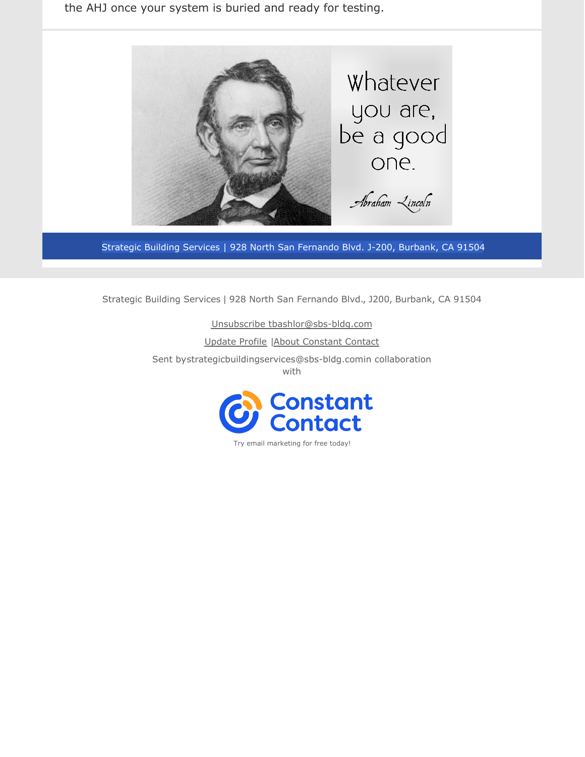the AHJ once your system is buried and ready for testing.

Whatever you are, be a good one.

Abraham Lincoln

Strategic Building Services | 928 North San Fernando Blvd. J-200, Burbank, CA 91504

Strategic Building Services | 928 North San Fernando Blvd., J200, Burbank, CA 91504

Unsubscribe tbashlor@sbs-bldg.com

Update Profile |About Constant Contact

Sent bystrategicbuildingservices@sbs-bldg.comin collaboration with

Constant Contact

Try email marketing for free today!